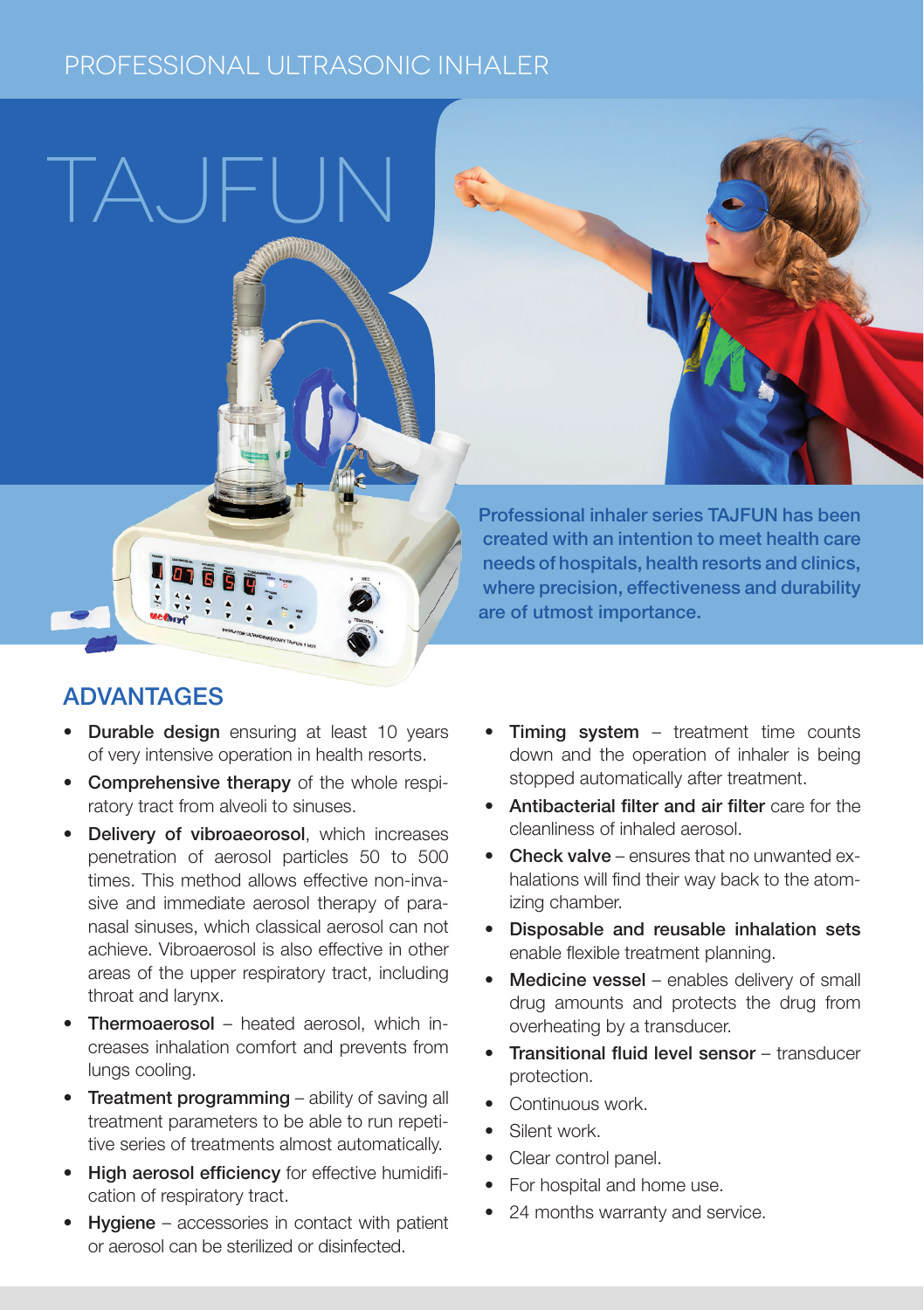PROFESSIONAL ULTRASONIC INHALER

# TAJFUN

**Professional inhaler series TAJFUN has been created with an intention to meet health care needs of hospitals, health resorts and clinics, where precision, effectiveness and durability are of utmost importance.**

## ADVANTAGES

- **Durable design** ensuring at least 10 years of very intensive operation in health resorts.
- **Comprehensive therapy** of the whole respiratory tract from alveoli to sinuses.
- **Delivery of vibroaeorosol**, which increases penetration of aerosol particles 50 to 500 times. This method allows effective non-invasive and immediate aerosol therapy of paranasal sinuses, which classical aerosol can not achieve. Vibroaerosol is also effective in other areas of the upper respiratory tract, including throat and larynx.
- **Thermoaerosol** – heated aerosol, which increases inhalation comfort and prevents from lungs cooling.
- **Treatment programming** – ability of saving all treatment parameters to be able to run repetitive series of treatments almost automatically.
- **High aerosol efficiency** for effective humidification of respiratory tract.
- **Hygiene** – accessories in contact with patient or aerosol can be sterilized or disinfected.
- **Timing system** – treatment time counts down and the operation of inhaler is being stopped automatically after treatment.
- **Antibacterial filter and air filter** care for the cleanliness of inhaled aerosol.
- **Check valve** – ensures that no unwanted exhalations will find their way back to the atomizing chamber.
- **Disposable and reusable inhalation sets** enable flexible treatment planning.
- **Medicine vessel** – enables delivery of small drug amounts and protects the drug from overheating by a transducer.
- **Transitional fluid level sensor** – transducer protection.
- Continuous work.
- Silent work.
- Clear control panel.
- For hospital and home use.
- 24 months warranty and service.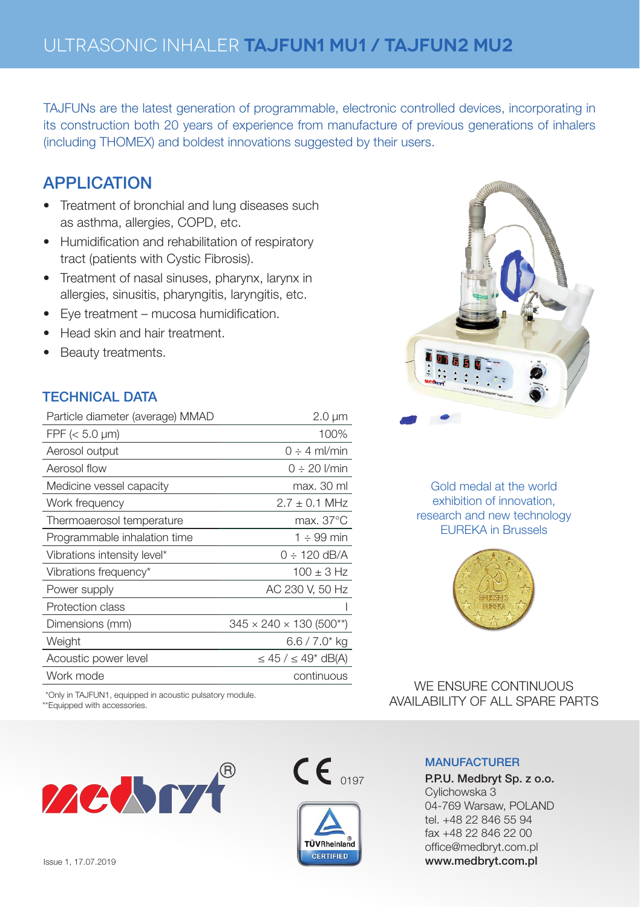# ULTRASONIC INHALER **TAJFUN1 MU1 / TAJFUN2 MU2**

TAJFUNs are the latest generation of programmable, electronic controlled devices, incorporating in its construction both 20 years of experience from manufacture of previous generations of inhalers (including THOMEX) and boldest innovations suggested by their users.

## APPLICATION

- Treatment of bronchial and lung diseases such as asthma, allergies, COPD, etc.
- Humidification and rehabilitation of respiratory tract (patients with Cystic Fibrosis).
- Treatment of nasal sinuses, pharynx, larynx in allergies, sinusitis, pharyngitis, laryngitis, etc.
- Eye treatment – mucosa humidification.
- Head skin and hair treatment.
- Beauty treatments.

### TECHNICAL DATA

| | |
|---|---|
| Particle diameter (average) MMAD | 2.0 µm |
| FPF (< 5.0 µm) | 100% |
| Aerosol output | 0 ÷ 4 ml/min |
| Aerosol flow | 0 ÷ 20 l/min |
| Medicine vessel capacity | max. 30 ml |
| Work frequency | 2.7 ± 0.1 MHz |
| Thermoaerosol temperature | max. 37°C |
| Programmable inhalation time | 1 ÷ 99 min |
| Vibrations intensity level* | 0 ÷ 120 dB/A |
| Vibrations frequency* | 100 ± 3 Hz |
| Power supply | AC 230 V, 50 Hz |
| Protection class | I |
| Dimensions (mm) | 345 × 240 × 130 (500**) |
| Weight | 6.6 / 7.0* kg |
| Acoustic power level | ≤ 45 / ≤ 49* dB(A) |
| Work mode | continuous |

*Only in TAJFUN1, equipped in acoustic pulsatory module.
**Equipped with accessories.

Gold medal at the world exhibition of innovation, research and new technology EUREKA in Brussels

WE ENSURE CONTINUOUS AVAILABILITY OF ALL SPARE PARTS

medbryt®

CE 0197

TÜVRheinland CERTIFIED

### MANUFACTURER

**P.P.U. Medbryt Sp. z o.o.**
Cylichowska 3
04-769 Warsaw, POLAND
tel. +48 22 846 55 94
fax +48 22 846 22 00
office@medbryt.com.pl
**www.medbryt.com.pl**

Issue 1, 17.07.2019